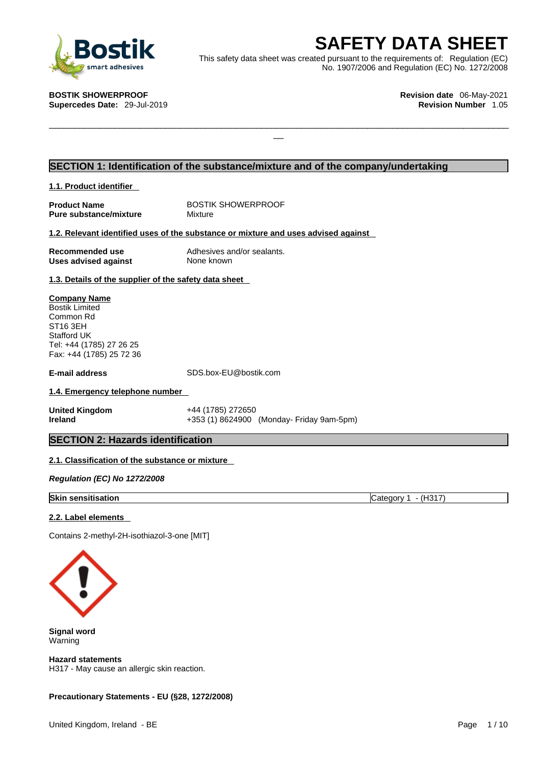# SAFETY DATA SHEET

This safety data sheet was created pursuant to the requirements of: Regulation (EC) No. 1907/2006 and Regulation (EC) No. 1272/2008

**BOSTIK SHOWERPROOF**
**Supercedes Date:** 29-Jul-2019

**Revision date** 06-May-2021
**Revision Number** 1.05

## SECTION 1: Identification of the substance/mixture and of the company/undertaking

### 1.1. Product identifier

| | |
|---|---|
| **Product Name** | BOSTIK SHOWERPROOF |
| **Pure substance/mixture** | Mixture |

### 1.2. Relevant identified uses of the substance or mixture and uses advised against

| | |
|---|---|
| **Recommended use** | Adhesives and/or sealants. |
| **Uses advised against** | None known |

### 1.3. Details of the supplier of the safety data sheet

**Company Name**
Bostik Limited
Common Rd
ST16 3EH
Stafford UK
Tel: +44 (1785) 27 26 25
Fax: +44 (1785) 25 72 36

**E-mail address** SDS.box-EU@bostik.com

### 1.4. Emergency telephone number

| | |
|---|---|
| **United Kingdom** | +44 (1785) 272650 |
| **Ireland** | +353 (1) 8624900 (Monday- Friday 9am-5pm) |

## SECTION 2: Hazards identification

### 2.1. Classification of the substance or mixture

***Regulation (EC) No 1272/2008***

| | |
|---|---|
| **Skin sensitisation** | Category 1 - (H317) |

### 2.2. Label elements

Contains 2-methyl-2H-isothiazol-3-one [MIT]

**Signal word**
Warning

**Hazard statements**
H317 - May cause an allergic skin reaction.

**Precautionary Statements - EU (§28, 1272/2008)**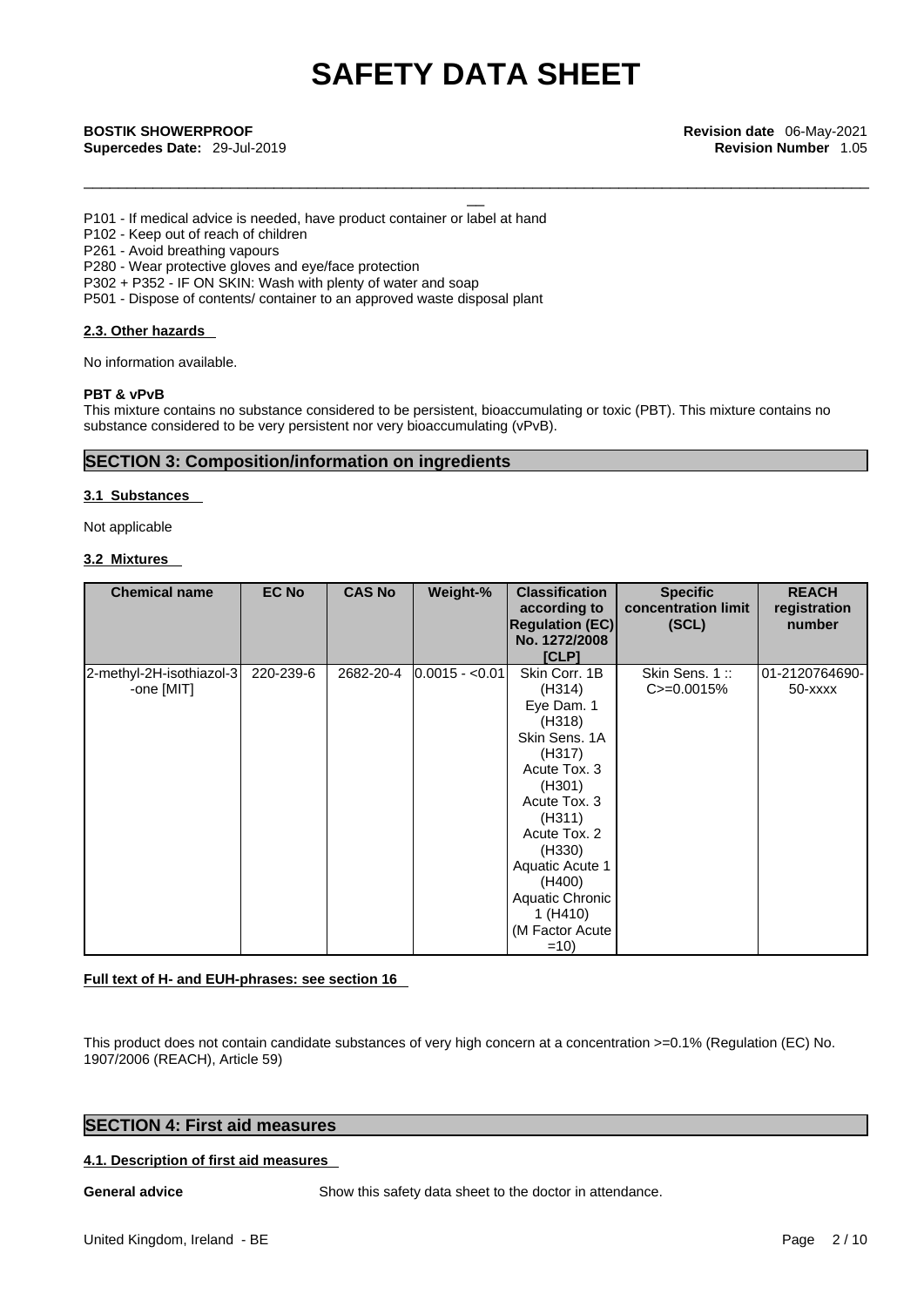P101 - If medical advice is needed, have product container or label at hand
P102 - Keep out of reach of children
P261 - Avoid breathing vapours
P280 - Wear protective gloves and eye/face protection
P302 + P352 - IF ON SKIN: Wash with plenty of water and soap
P501 - Dispose of contents/ container to an approved waste disposal plant

#### 2.3. Other hazards

No information available.

**PBT & vPvB**
This mixture contains no substance considered to be persistent, bioaccumulating or toxic (PBT). This mixture contains no substance considered to be very persistent nor very bioaccumulating (vPvB).

## SECTION 3: Composition/information on ingredients

#### 3.1 Substances

Not applicable

#### 3.2 Mixtures

| Chemical name | EC No | CAS No | Weight-% | Classification according to Regulation (EC) No. 1272/2008 [CLP] | Specific concentration limit (SCL) | REACH registration number |
|---|---|---|---|---|---|---|
| 2-methyl-2H-isothiazol-3-one [MIT] | 220-239-6 | 2682-20-4 | 0.0015 - <0.01 | Skin Corr. 1B (H314) Eye Dam. 1 (H318) Skin Sens. 1A (H317) Acute Tox. 3 (H301) Acute Tox. 3 (H311) Acute Tox. 2 (H330) Aquatic Acute 1 (H400) Aquatic Chronic 1 (H410) (M Factor Acute =10) | Skin Sens. 1 :: C>=0.0015% | 01-2120764690-50-xxxx |

**Full text of H- and EUH-phrases: see section 16**

This product does not contain candidate substances of very high concern at a concentration >=0.1% (Regulation (EC) No. 1907/2006 (REACH), Article 59)

## SECTION 4: First aid measures

#### 4.1. Description of first aid measures

**General advice** Show this safety data sheet to the doctor in attendance.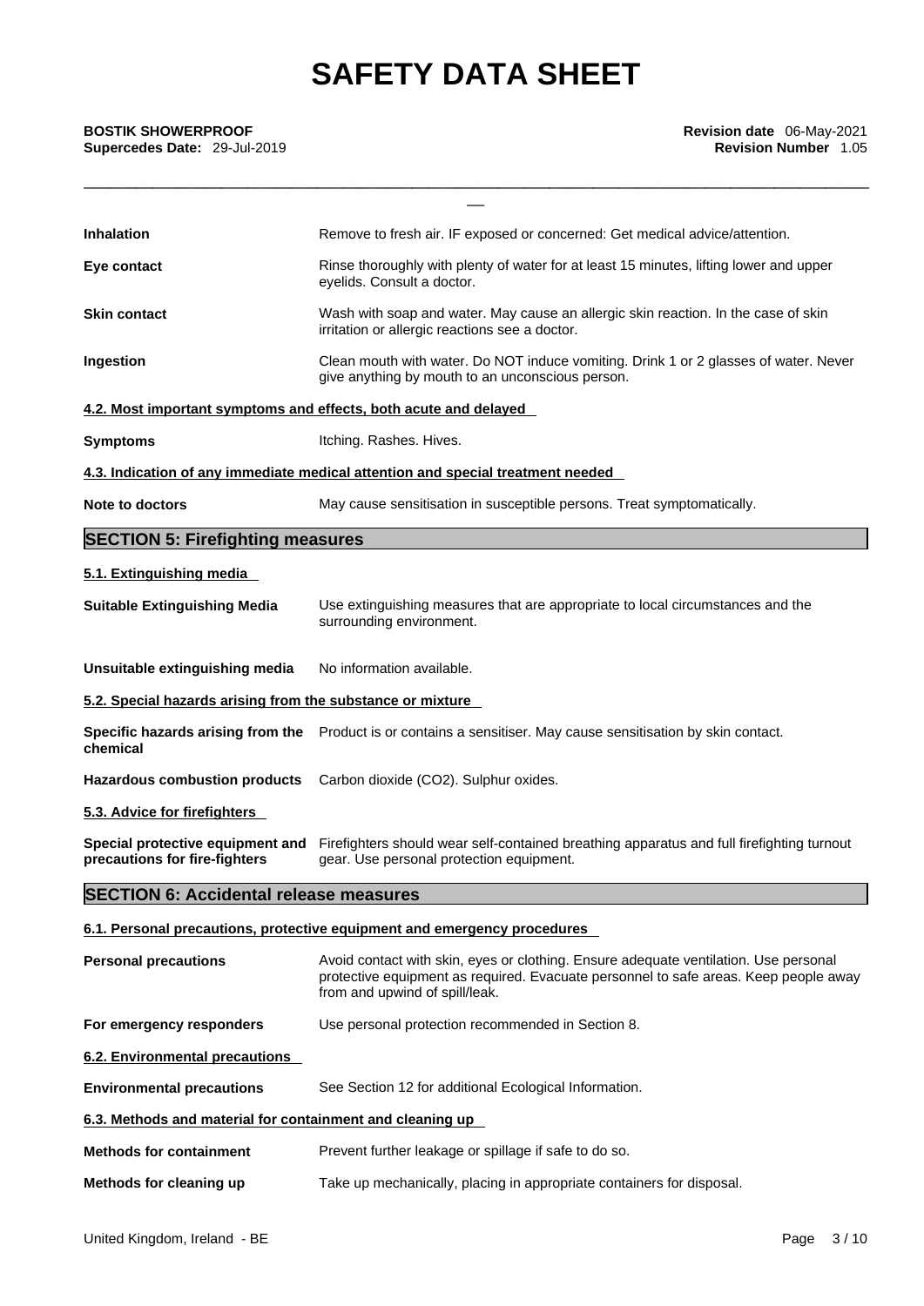| | |
|---|---|
| **Inhalation** | Remove to fresh air. IF exposed or concerned: Get medical advice/attention. |
| **Eye contact** | Rinse thoroughly with plenty of water for at least 15 minutes, lifting lower and upper eyelids. Consult a doctor. |
| **Skin contact** | Wash with soap and water. May cause an allergic skin reaction. In the case of skin irritation or allergic reactions see a doctor. |
| **Ingestion** | Clean mouth with water. Do NOT induce vomiting. Drink 1 or 2 glasses of water. Never give anything by mouth to an unconscious person. |

### 4.2. Most important symptoms and effects, both acute and delayed

**Symptoms** Itching. Rashes. Hives.

### 4.3. Indication of any immediate medical attention and special treatment needed

**Note to doctors** May cause sensitisation in susceptible persons. Treat symptomatically.

## SECTION 5: Firefighting measures

### 5.1. Extinguishing media

| | |
|---|---|
| **Suitable Extinguishing Media** | Use extinguishing measures that are appropriate to local circumstances and the surrounding environment. |
| **Unsuitable extinguishing media** | No information available. |

### 5.2. Special hazards arising from the substance or mixture

| | |
|---|---|
| **Specific hazards arising from the chemical** | Product is or contains a sensitiser. May cause sensitisation by skin contact. |
| **Hazardous combustion products** | Carbon dioxide ($CO_2$). Sulphur oxides. |

### 5.3. Advice for firefighters

**Special protective equipment and precautions for fire-fighters** Firefighters should wear self-contained breathing apparatus and full firefighting turnout gear. Use personal protection equipment.

## SECTION 6: Accidental release measures

### 6.1. Personal precautions, protective equipment and emergency procedures

| | |
|---|---|
| **Personal precautions** | Avoid contact with skin, eyes or clothing. Ensure adequate ventilation. Use personal protective equipment as required. Evacuate personnel to safe areas. Keep people away from and upwind of spill/leak. |
| **For emergency responders** | Use personal protection recommended in Section 8. |

### 6.2. Environmental precautions

**Environmental precautions** See Section 12 for additional Ecological Information.

### 6.3. Methods and material for containment and cleaning up

| | |
|---|---|
| **Methods for containment** | Prevent further leakage or spillage if safe to do so. |
| **Methods for cleaning up** | Take up mechanically, placing in appropriate containers for disposal. |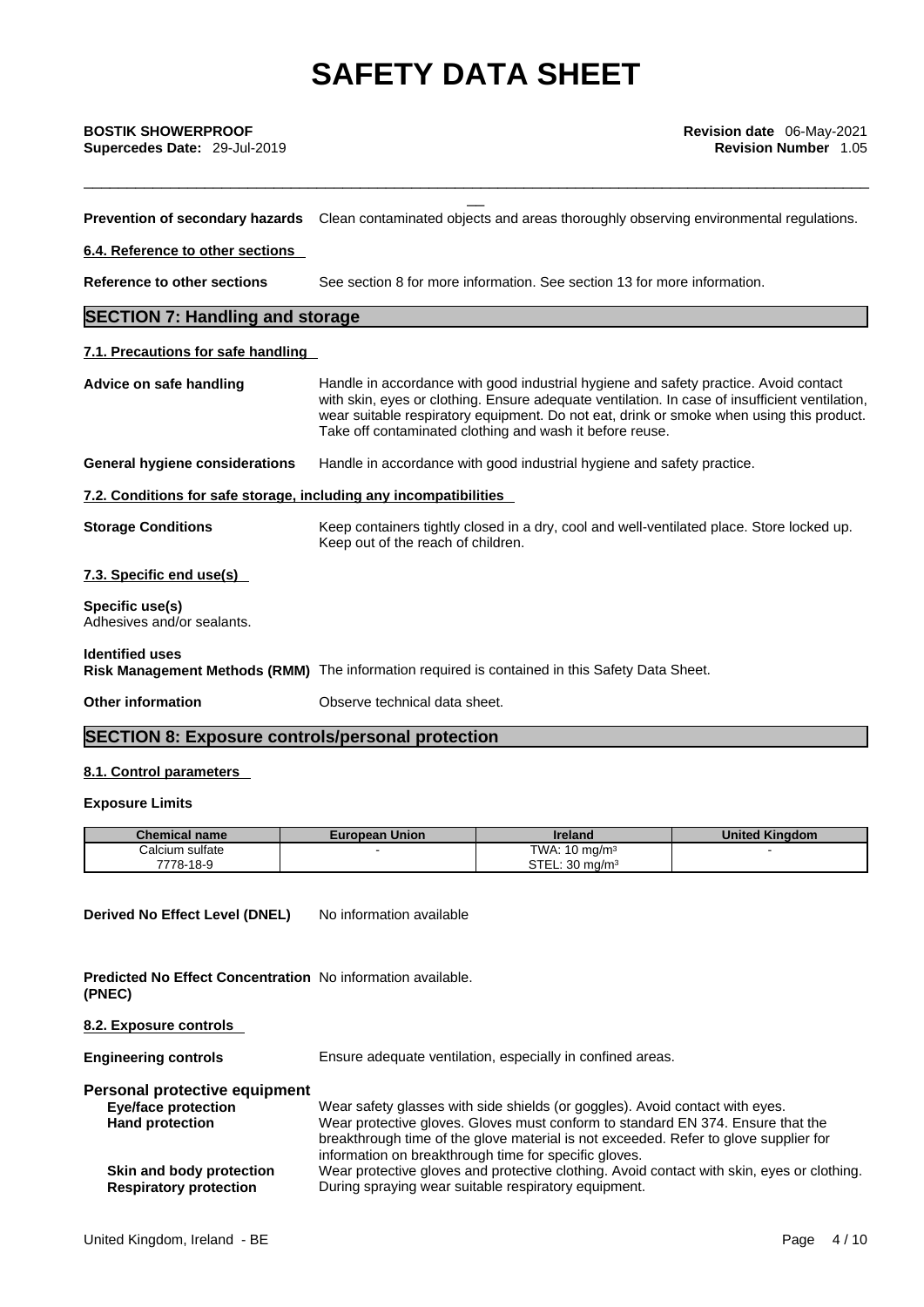**Prevention of secondary hazards** Clean contaminated objects and areas thoroughly observing environmental regulations.

### 6.4. Reference to other sections

**Reference to other sections** See section 8 for more information. See section 13 for more information.

## SECTION 7: Handling and storage

### 7.1. Precautions for safe handling

**Advice on safe handling** Handle in accordance with good industrial hygiene and safety practice. Avoid contact with skin, eyes or clothing. Ensure adequate ventilation. In case of insufficient ventilation, wear suitable respiratory equipment. Do not eat, drink or smoke when using this product. Take off contaminated clothing and wash it before reuse.

**General hygiene considerations** Handle in accordance with good industrial hygiene and safety practice.

### 7.2. Conditions for safe storage, including any incompatibilities

**Storage Conditions** Keep containers tightly closed in a dry, cool and well-ventilated place. Store locked up. Keep out of the reach of children.

### 7.3. Specific end use(s)

**Specific use(s)**
Adhesives and/or sealants.

**Identified uses**
**Risk Management Methods (RMM)** The information required is contained in this Safety Data Sheet.

**Other information** Observe technical data sheet.

## SECTION 8: Exposure controls/personal protection

### 8.1. Control parameters

**Exposure Limits**

| Chemical name | European Union | Ireland | United Kingdom |
|---|---|---|---|
| Calcium sulfate 7778-18-9 | - | TWA: 10 mg/m³ STEL: 30 mg/m³ | - |

**Derived No Effect Level (DNEL)** No information available

**Predicted No Effect Concentration (PNEC)** No information available.

### 8.2. Exposure controls

**Engineering controls** Ensure adequate ventilation, especially in confined areas.

**Personal protective equipment**

**Eye/face protection** Wear safety glasses with side shields (or goggles). Avoid contact with eyes.

**Hand protection** Wear protective gloves. Gloves must conform to standard EN 374. Ensure that the breakthrough time of the glove material is not exceeded. Refer to glove supplier for information on breakthrough time for specific gloves.

**Skin and body protection** Wear protective gloves and protective clothing. Avoid contact with skin, eyes or clothing.

**Respiratory protection** During spraying wear suitable respiratory equipment.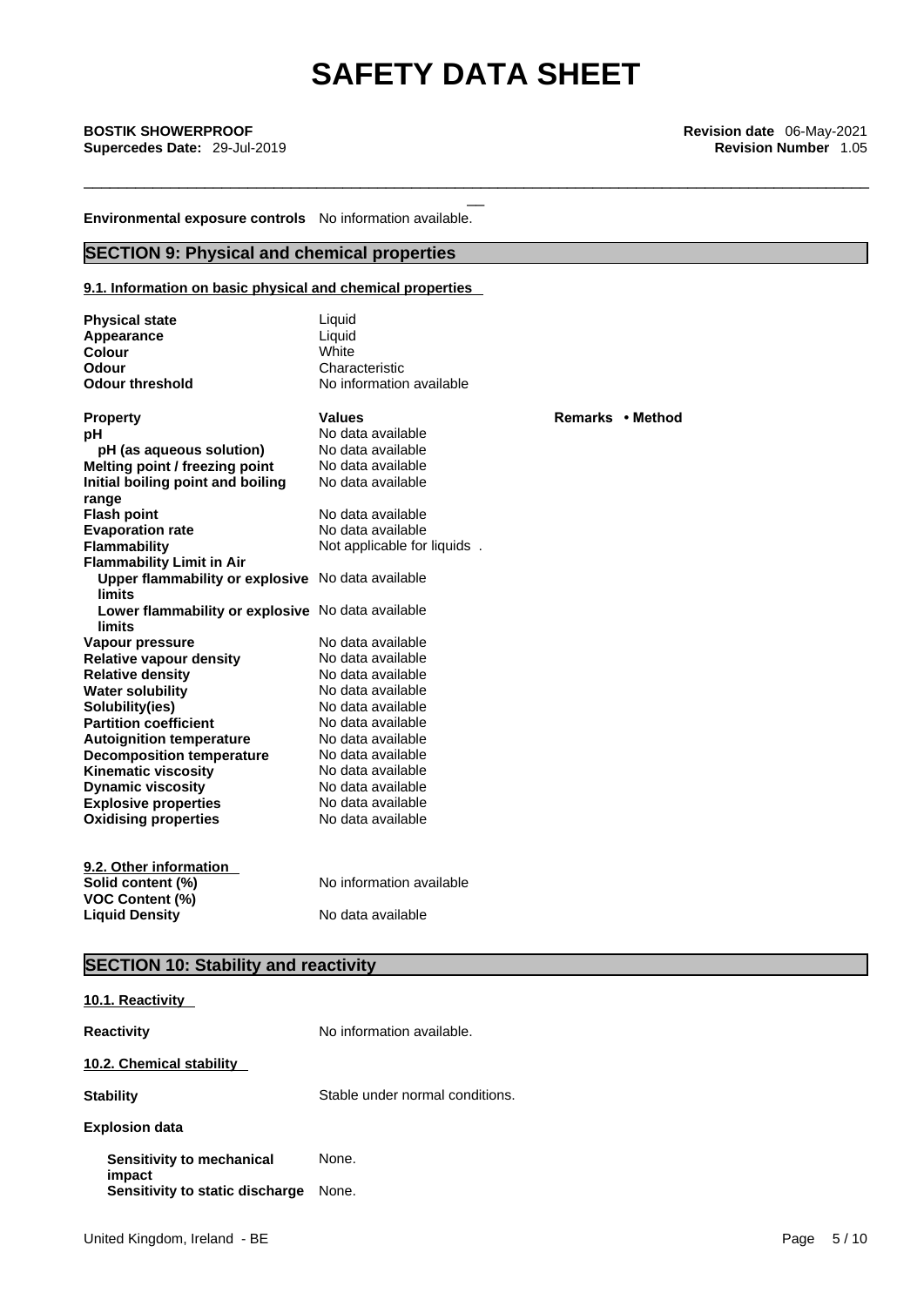**Environmental exposure controls** No information available.

## SECTION 9: Physical and chemical properties

### 9.1. Information on basic physical and chemical properties

| | |
|---|---|
| **Physical state** | Liquid |
| **Appearance** | Liquid |
| **Colour** | White |
| **Odour** | Characteristic |
| **Odour threshold** | No information available |

| **Property** | **Values** | **Remarks • Method** |
|---|---|---|
| **pH** | No data available | |
| **pH (as aqueous solution)** | No data available | |
| **Melting point / freezing point** | No data available | |
| **Initial boiling point and boiling range** | No data available | |
| **Flash point** | No data available | |
| **Evaporation rate** | No data available | |
| **Flammability** | Not applicable for liquids . | |
| **Flammability Limit in Air** | | |
| **Upper flammability or explosive limits** | No data available | |
| **Lower flammability or explosive limits** | No data available | |
| **Vapour pressure** | No data available | |
| **Relative vapour density** | No data available | |
| **Relative density** | No data available | |
| **Water solubility** | No data available | |
| **Solubility(ies)** | No data available | |
| **Partition coefficient** | No data available | |
| **Autoignition temperature** | No data available | |
| **Decomposition temperature** | No data available | |
| **Kinematic viscosity** | No data available | |
| **Dynamic viscosity** | No data available | |
| **Explosive properties** | No data available | |
| **Oxidising properties** | No data available | |

### 9.2. Other information

| | |
|---|---|
| **Solid content (%)** | No information available |
| **VOC Content (%)** | |
| **Liquid Density** | No data available |

## SECTION 10: Stability and reactivity

### 10.1. Reactivity

**Reactivity** No information available.

### 10.2. Chemical stability

**Stability** Stable under normal conditions.

**Explosion data**

**Sensitivity to mechanical impact** None.

**Sensitivity to static discharge** None.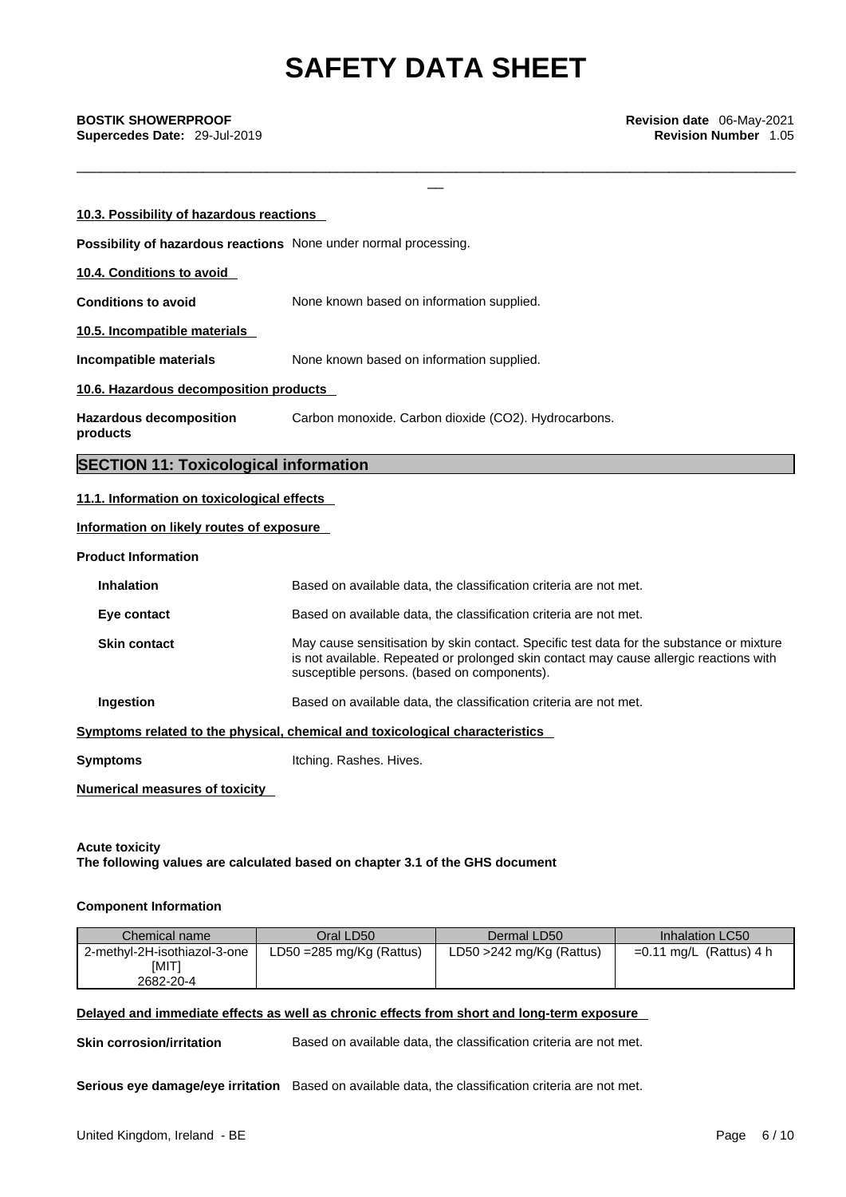#### 10.3. Possibility of hazardous reactions

**Possibility of hazardous reactions** None under normal processing.

#### 10.4. Conditions to avoid

**Conditions to avoid** None known based on information supplied.

#### 10.5. Incompatible materials

**Incompatible materials** None known based on information supplied.

#### 10.6. Hazardous decomposition products

**Hazardous decomposition products** Carbon monoxide. Carbon dioxide ($CO_2$). Hydrocarbons.

## SECTION 11: Toxicological information

#### 11.1. Information on toxicological effects

#### Information on likely routes of exposure

**Product Information**

**Inhalation** Based on available data, the classification criteria are not met.

**Eye contact** Based on available data, the classification criteria are not met.

**Skin contact** May cause sensitisation by skin contact. Specific test data for the substance or mixture is not available. Repeated or prolonged skin contact may cause allergic reactions with susceptible persons. (based on components).

**Ingestion** Based on available data, the classification criteria are not met.

#### Symptoms related to the physical, chemical and toxicological characteristics

**Symptoms** Itching. Rashes. Hives.

#### Numerical measures of toxicity

**Acute toxicity**
**The following values are calculated based on chapter 3.1 of the GHS document**

**Component Information**

| Chemical name | Oral LD50 | Dermal LD50 | Inhalation LC50 |
|---|---|---|---|
| 2-methyl-2H-isothiazol-3-one [MIT] 2682-20-4 | LD50 =285 mg/Kg (Rattus) | LD50 >242 mg/Kg (Rattus) | =0.11 mg/L (Rattus) 4 h |

#### Delayed and immediate effects as well as chronic effects from short and long-term exposure

**Skin corrosion/irritation** Based on available data, the classification criteria are not met.

**Serious eye damage/eye irritation** Based on available data, the classification criteria are not met.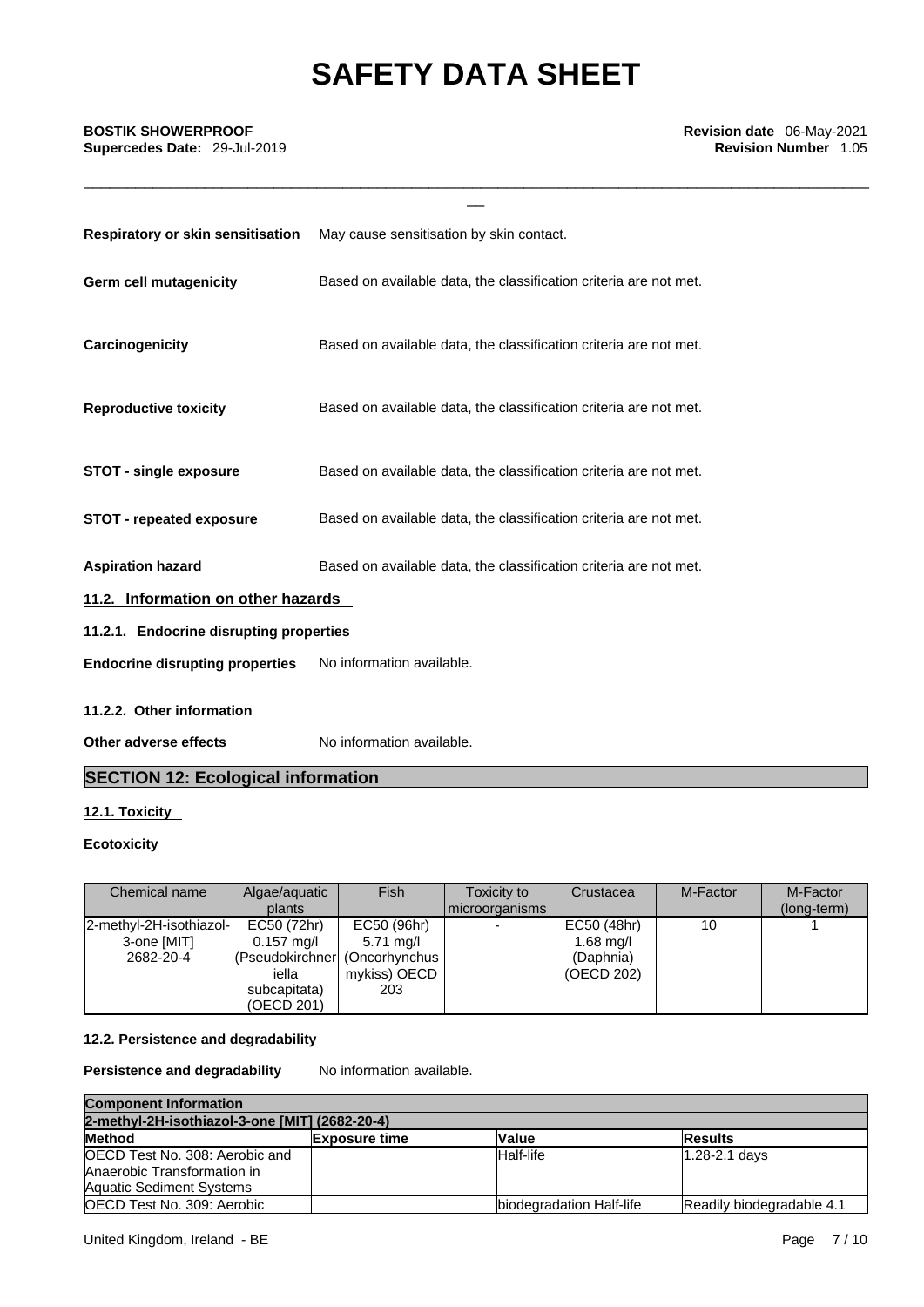**Respiratory or skin sensitisation** May cause sensitisation by skin contact.

**Germ cell mutagenicity** Based on available data, the classification criteria are not met.

**Carcinogenicity** Based on available data, the classification criteria are not met.

**Reproductive toxicity** Based on available data, the classification criteria are not met.

**STOT - single exposure** Based on available data, the classification criteria are not met.

**STOT - repeated exposure** Based on available data, the classification criteria are not met.

**Aspiration hazard** Based on available data, the classification criteria are not met.

### 11.2. Information on other hazards

#### 11.2.1. Endocrine disrupting properties

**Endocrine disrupting properties** No information available.

#### 11.2.2. Other information

**Other adverse effects** No information available.

## SECTION 12: Ecological information

### 12.1. Toxicity

**Ecotoxicity**

| Chemical name | Algae/aquatic plants | Fish | Toxicity to microorganisms | Crustacea | M-Factor | M-Factor (long-term) |
|---|---|---|---|---|---|---|
| 2-methyl-2H-isothiazol-3-one [MIT] 2682-20-4 | EC50 (72hr) 0.157 mg/l (Pseudokirchneriella subcapitata) (OECD 201) | EC50 (96hr) 5.71 mg/l (Oncorhynchus mykiss) OECD 203 | - | EC50 (48hr) 1.68 mg/l (Daphnia) (OECD 202) | 10 | 1 |

### 12.2. Persistence and degradability

**Persistence and degradability** No information available.

| Component Information | | | |
|---|---|---|---|
| **2-methyl-2H-isothiazol-3-one [MIT] (2682-20-4)** | | | |
| **Method** | **Exposure time** | **Value** | **Results** |
| OECD Test No. 308: Aerobic and Anaerobic Transformation in Aquatic Sediment Systems | | Half-life | 1.28-2.1 days |
| OECD Test No. 309: Aerobic | | biodegradation Half-life | Readily biodegradable 4.1 |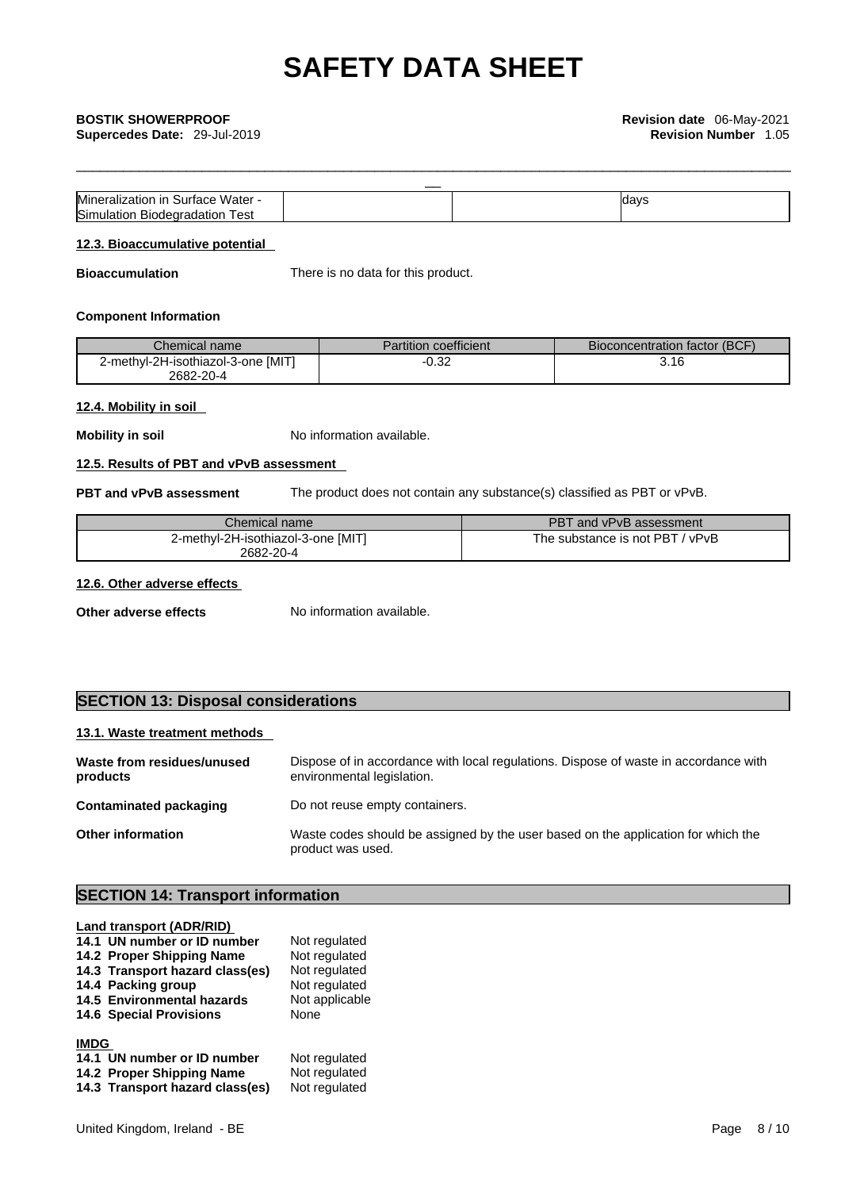| Mineralization in Surface Water - Simulation Biodegradation Test | | | days |
|---|---|---|---|

#### 12.3. Bioaccumulative potential

**Bioaccumulation** There is no data for this product.

**Component Information**

| Chemical name | Partition coefficient | Bioconcentration factor (BCF) |
|---|---|---|
| 2-methyl-2H-isothiazol-3-one [MIT] 2682-20-4 | -0.32 | 3.16 |

#### 12.4. Mobility in soil

**Mobility in soil** No information available.

#### 12.5. Results of PBT and vPvB assessment

**PBT and vPvB assessment** The product does not contain any substance(s) classified as PBT or vPvB.

| Chemical name | PBT and vPvB assessment |
|---|---|
| 2-methyl-2H-isothiazol-3-one [MIT] 2682-20-4 | The substance is not PBT / vPvB |

#### 12.6. Other adverse effects

**Other adverse effects** No information available.

## SECTION 13: Disposal considerations

#### 13.1. Waste treatment methods

**Waste from residues/unused products** Dispose of in accordance with local regulations. Dispose of waste in accordance with environmental legislation.

**Contaminated packaging** Do not reuse empty containers.

**Other information** Waste codes should be assigned by the user based on the application for which the product was used.

## SECTION 14: Transport information

**Land transport (ADR/RID)**

| | |
|---|---|
| **14.1 UN number or ID number** | Not regulated |
| **14.2 Proper Shipping Name** | Not regulated |
| **14.3 Transport hazard class(es)** | Not regulated |
| **14.4 Packing group** | Not regulated |
| **14.5 Environmental hazards** | Not applicable |
| **14.6 Special Provisions** | None |

**IMDG**

| | |
|---|---|
| **14.1 UN number or ID number** | Not regulated |
| **14.2 Proper Shipping Name** | Not regulated |
| **14.3 Transport hazard class(es)** | Not regulated |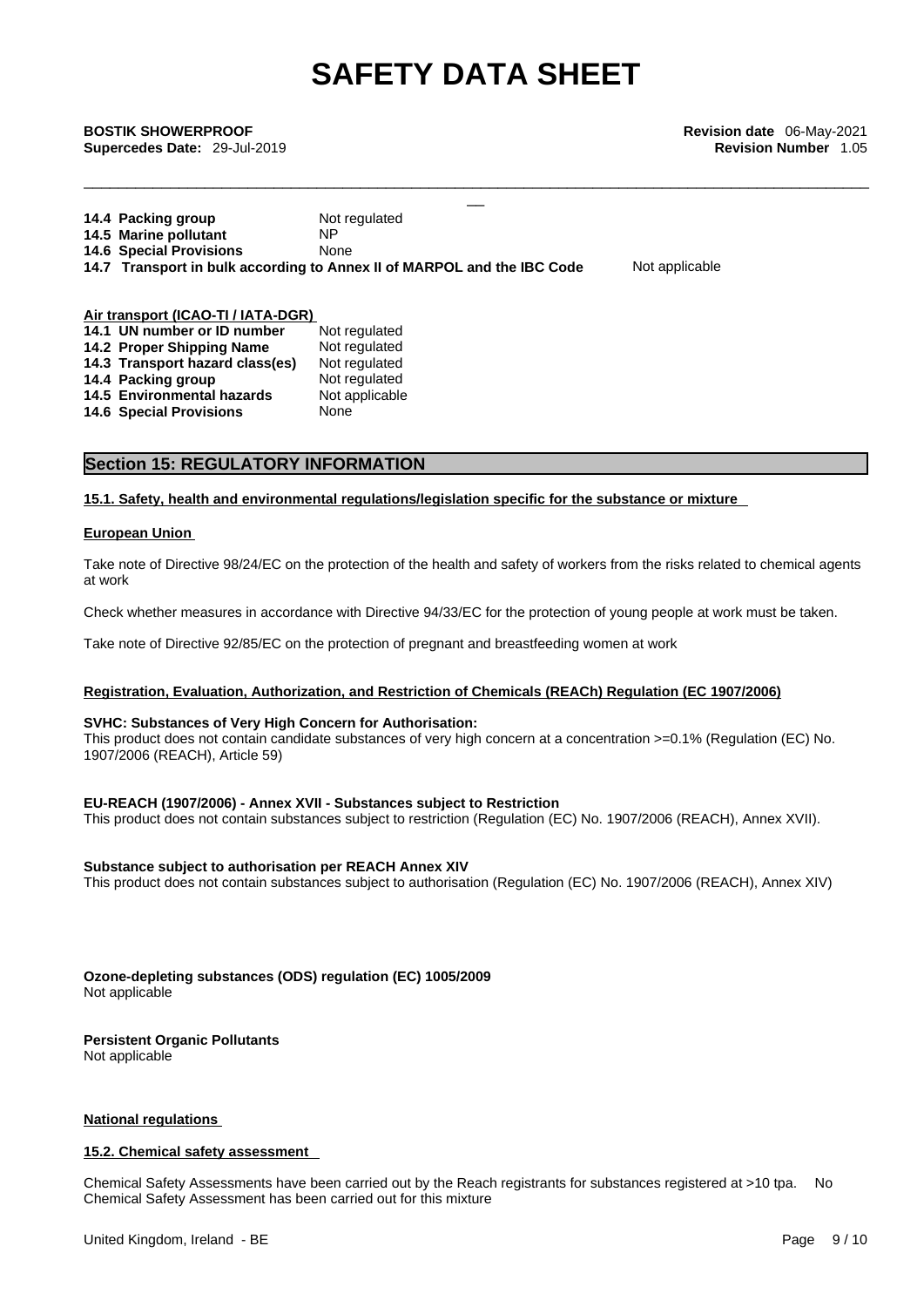| | |
|---|---|
| **14.4 Packing group** | Not regulated |
| **14.5 Marine pollutant** | NP |
| **14.6 Special Provisions** | None |
| **14.7 Transport in bulk according to Annex II of MARPOL and the IBC Code** | Not applicable |

**Air transport (ICAO-TI / IATA-DGR)**

| | |
|---|---|
| **14.1 UN number or ID number** | Not regulated |
| **14.2 Proper Shipping Name** | Not regulated |
| **14.3 Transport hazard class(es)** | Not regulated |
| **14.4 Packing group** | Not regulated |
| **14.5 Environmental hazards** | Not applicable |
| **14.6 Special Provisions** | None |

## Section 15: REGULATORY INFORMATION

**15.1. Safety, health and environmental regulations/legislation specific for the substance or mixture**

**European Union**

Take note of Directive 98/24/EC on the protection of the health and safety of workers from the risks related to chemical agents at work

Check whether measures in accordance with Directive 94/33/EC for the protection of young people at work must be taken.

Take note of Directive 92/85/EC on the protection of pregnant and breastfeeding women at work

**Registration, Evaluation, Authorization, and Restriction of Chemicals (REACh) Regulation (EC 1907/2006)**

**SVHC: Substances of Very High Concern for Authorisation:**
This product does not contain candidate substances of very high concern at a concentration >=0.1% (Regulation (EC) No. 1907/2006 (REACH), Article 59)

**EU-REACH (1907/2006) - Annex XVII - Substances subject to Restriction**
This product does not contain substances subject to restriction (Regulation (EC) No. 1907/2006 (REACH), Annex XVII).

**Substance subject to authorisation per REACH Annex XIV**
This product does not contain substances subject to authorisation (Regulation (EC) No. 1907/2006 (REACH), Annex XIV)

**Ozone-depleting substances (ODS) regulation (EC) 1005/2009**
Not applicable

**Persistent Organic Pollutants**
Not applicable

**National regulations**

**15.2. Chemical safety assessment**

Chemical Safety Assessments have been carried out by the Reach registrants for substances registered at >10 tpa. No Chemical Safety Assessment has been carried out for this mixture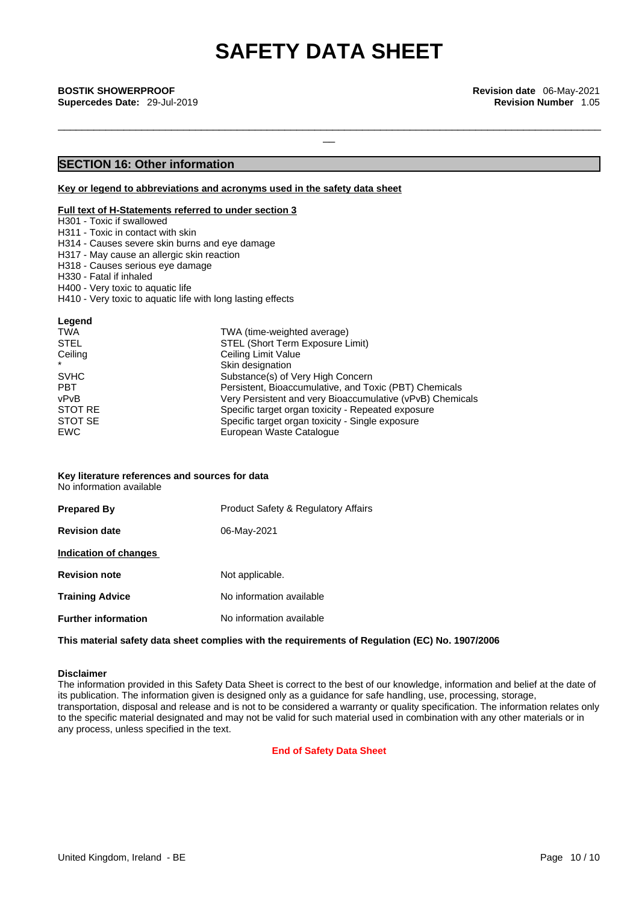## SECTION 16: Other information

**Key or legend to abbreviations and acronyms used in the safety data sheet**

**Full text of H-Statements referred to under section 3**

H301 - Toxic if swallowed
H311 - Toxic in contact with skin
H314 - Causes severe skin burns and eye damage
H317 - May cause an allergic skin reaction
H318 - Causes serious eye damage
H330 - Fatal if inhaled
H400 - Very toxic to aquatic life
H410 - Very toxic to aquatic life with long lasting effects

**Legend**

| | |
|---|---|
| TWA | TWA (time-weighted average) |
| STEL | STEL (Short Term Exposure Limit) |
| Ceiling | Ceiling Limit Value |
| * | Skin designation |
| SVHC | Substance(s) of Very High Concern |
| PBT | Persistent, Bioaccumulative, and Toxic (PBT) Chemicals |
| vPvB | Very Persistent and very Bioaccumulative (vPvB) Chemicals |
| STOT RE | Specific target organ toxicity - Repeated exposure |
| STOT SE | Specific target organ toxicity - Single exposure |
| EWC | European Waste Catalogue |

**Key literature references and sources for data**
No information available

| | |
|---|---|
| **Prepared By** | Product Safety & Regulatory Affairs |
| **Revision date** | 06-May-2021 |

**Indication of changes**

| | |
|---|---|
| **Revision note** | Not applicable. |
| **Training Advice** | No information available |
| **Further information** | No information available |

**This material safety data sheet complies with the requirements of Regulation (EC) No. 1907/2006**

**Disclaimer**
The information provided in this Safety Data Sheet is correct to the best of our knowledge, information and belief at the date of its publication. The information given is designed only as a guidance for safe handling, use, processing, storage, transportation, disposal and release and is not to be considered a warranty or quality specification. The information relates only to the specific material designated and may not be valid for such material used in combination with any other materials or in any process, unless specified in the text.

**End of Safety Data Sheet**